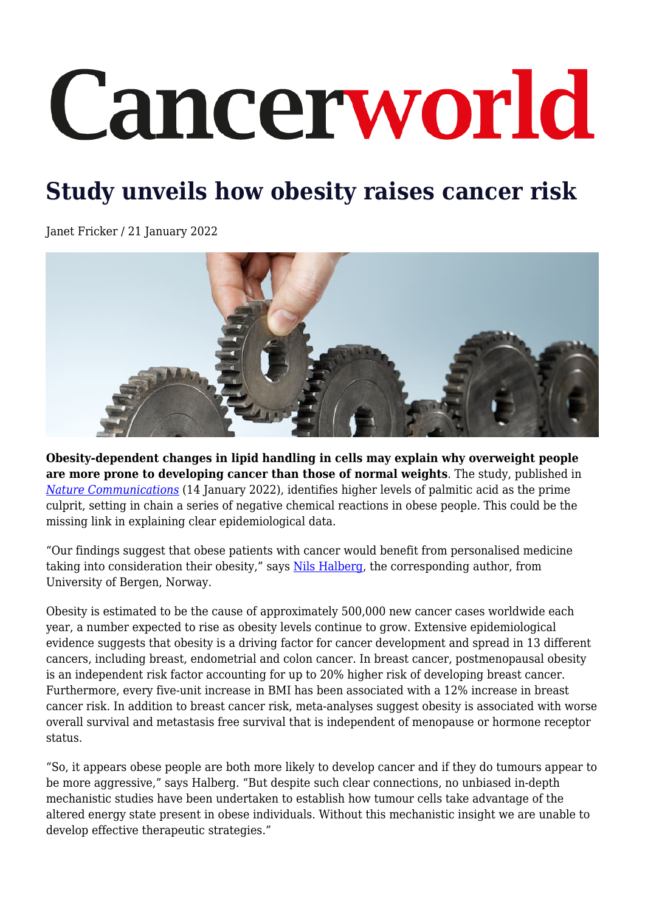# Cancerworld

## Study unveils how obesity raises cancer risk

Janet Fricker / 21 January 2022

**Obesity-dependent changes in lipid handling in cells may explain why overweight people are more prone to developing cancer than those of normal weights**. The study, published in *Nature Communications* (14 January 2022), identifies higher levels of palmitic acid as the prime culprit, setting in chain a series of negative chemical reactions in obese people. This could be the missing link in explaining clear epidemiological data.

"Our findings suggest that obese patients with cancer would benefit from personalised medicine taking into consideration their obesity," says Nils Halberg, the corresponding author, from University of Bergen, Norway.

Obesity is estimated to be the cause of approximately 500,000 new cancer cases worldwide each year, a number expected to rise as obesity levels continue to grow. Extensive epidemiological evidence suggests that obesity is a driving factor for cancer development and spread in 13 different cancers, including breast, endometrial and colon cancer. In breast cancer, postmenopausal obesity is an independent risk factor accounting for up to 20% higher risk of developing breast cancer. Furthermore, every five-unit increase in BMI has been associated with a 12% increase in breast cancer risk. In addition to breast cancer risk, meta-analyses suggest obesity is associated with worse overall survival and metastasis free survival that is independent of menopause or hormone receptor status.

"So, it appears obese people are both more likely to develop cancer and if they do tumours appear to be more aggressive," says Halberg. "But despite such clear connections, no unbiased in-depth mechanistic studies have been undertaken to establish how tumour cells take advantage of the altered energy state present in obese individuals. Without this mechanistic insight we are unable to develop effective therapeutic strategies."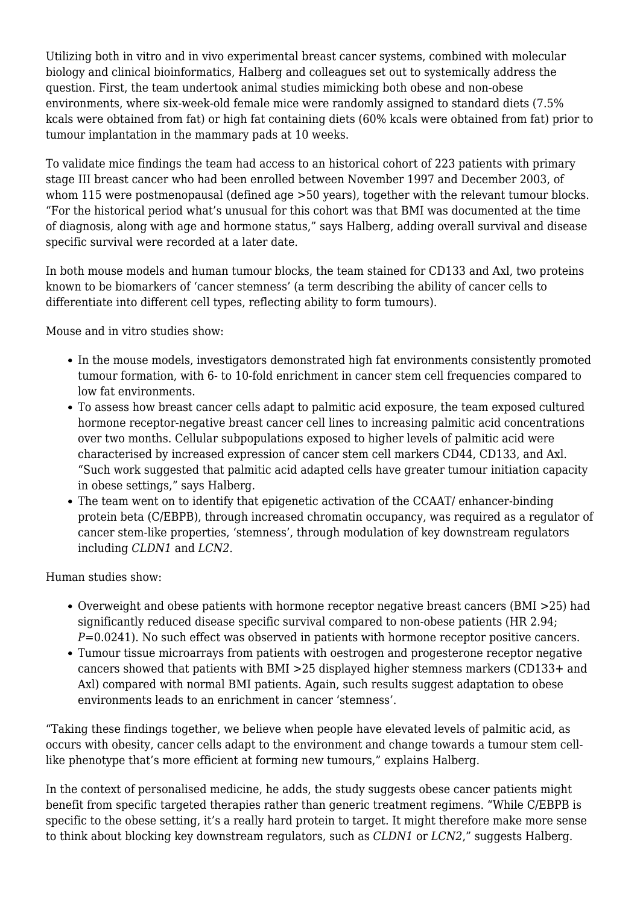Utilizing both in vitro and in vivo experimental breast cancer systems, combined with molecular biology and clinical bioinformatics, Halberg and colleagues set out to systemically address the question. First, the team undertook animal studies mimicking both obese and non-obese environments, where six-week-old female mice were randomly assigned to standard diets (7.5% kcals were obtained from fat) or high fat containing diets (60% kcals were obtained from fat) prior to tumour implantation in the mammary pads at 10 weeks.

To validate mice findings the team had access to an historical cohort of 223 patients with primary stage III breast cancer who had been enrolled between November 1997 and December 2003, of whom 115 were postmenopausal (defined age >50 years), together with the relevant tumour blocks. "For the historical period what's unusual for this cohort was that BMI was documented at the time of diagnosis, along with age and hormone status," says Halberg, adding overall survival and disease specific survival were recorded at a later date.

In both mouse models and human tumour blocks, the team stained for CD133 and Axl, two proteins known to be biomarkers of 'cancer stemness' (a term describing the ability of cancer cells to differentiate into different cell types, reflecting ability to form tumours).

Mouse and in vitro studies show:

- In the mouse models, investigators demonstrated high fat environments consistently promoted tumour formation, with 6- to 10-fold enrichment in cancer stem cell frequencies compared to low fat environments.
- To assess how breast cancer cells adapt to palmitic acid exposure, the team exposed cultured hormone receptor-negative breast cancer cell lines to increasing palmitic acid concentrations over two months. Cellular subpopulations exposed to higher levels of palmitic acid were characterised by increased expression of cancer stem cell markers CD44, CD133, and Axl. "Such work suggested that palmitic acid adapted cells have greater tumour initiation capacity in obese settings," says Halberg.
- The team went on to identify that epigenetic activation of the CCAAT/ enhancer-binding protein beta (C/EBPB), through increased chromatin occupancy, was required as a regulator of cancer stem-like properties, 'stemness', through modulation of key downstream regulators including *CLDN1* and *LCN2*.

Human studies show:

- Overweight and obese patients with hormone receptor negative breast cancers (BMI >25) had significantly reduced disease specific survival compared to non-obese patients (HR 2.94; $P$=0.0241). No such effect was observed in patients with hormone receptor positive cancers.
- Tumour tissue microarrays from patients with oestrogen and progesterone receptor negative cancers showed that patients with BMI >25 displayed higher stemness markers (CD133+ and Axl) compared with normal BMI patients. Again, such results suggest adaptation to obese environments leads to an enrichment in cancer 'stemness'.

"Taking these findings together, we believe when people have elevated levels of palmitic acid, as occurs with obesity, cancer cells adapt to the environment and change towards a tumour stem cell-like phenotype that's more efficient at forming new tumours," explains Halberg.

In the context of personalised medicine, he adds, the study suggests obese cancer patients might benefit from specific targeted therapies rather than generic treatment regimens. "While C/EBPB is specific to the obese setting, it's a really hard protein to target. It might therefore make more sense to think about blocking key downstream regulators, such as *CLDN1* or *LCN2*," suggests Halberg.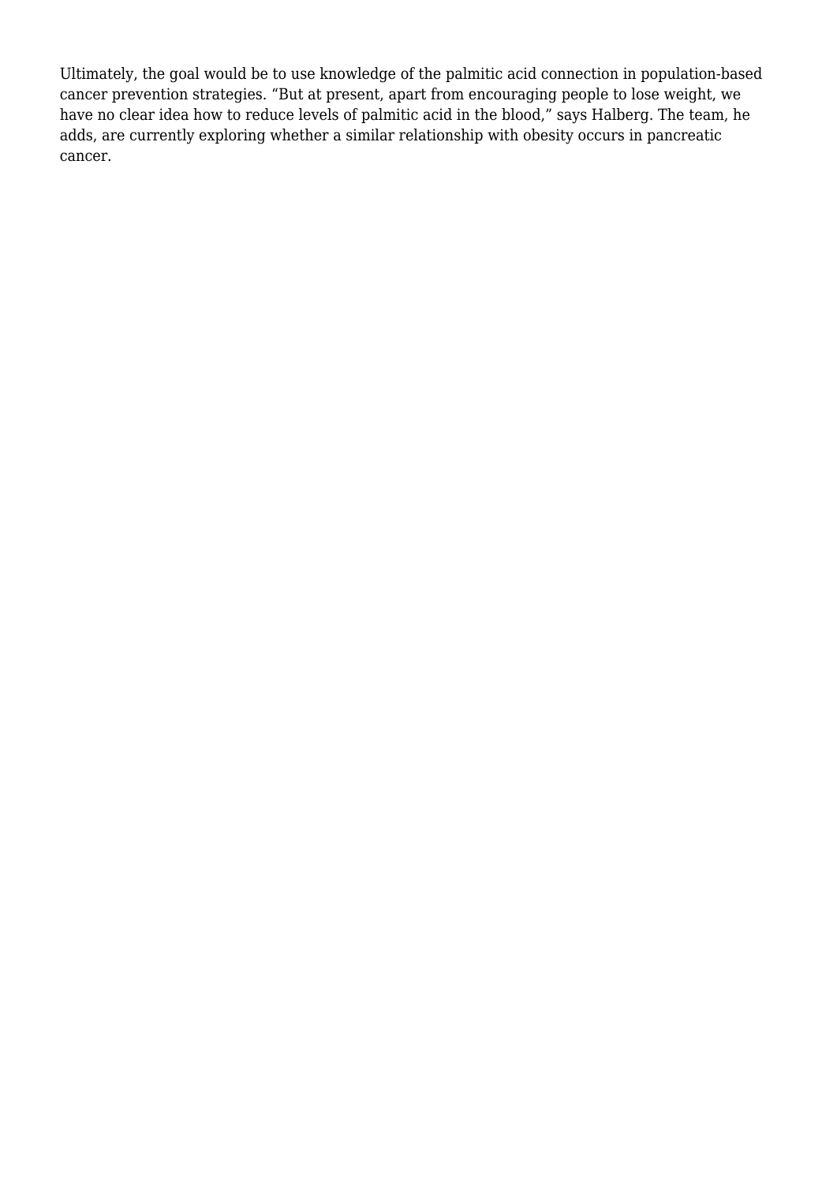Ultimately, the goal would be to use knowledge of the palmitic acid connection in population-based cancer prevention strategies. “But at present, apart from encouraging people to lose weight, we have no clear idea how to reduce levels of palmitic acid in the blood,” says Halberg. The team, he adds, are currently exploring whether a similar relationship with obesity occurs in pancreatic cancer.